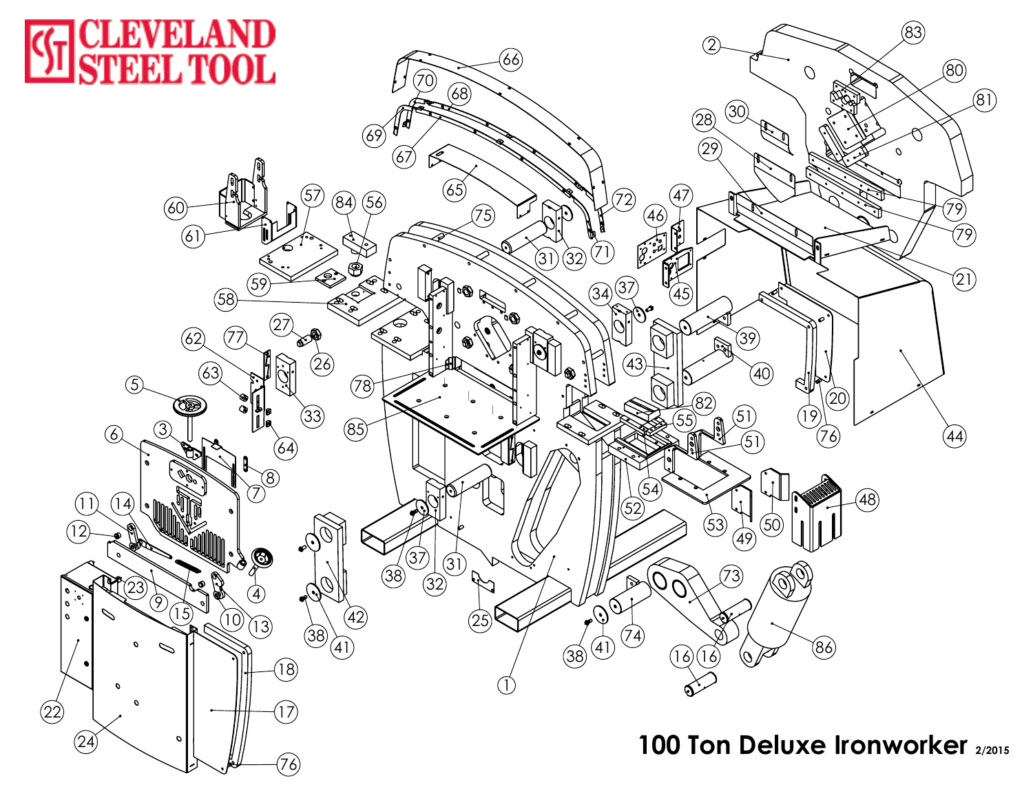# CLEVELAND STEEL TOOL

**100 Ton Deluxe Ironworker** 2/2015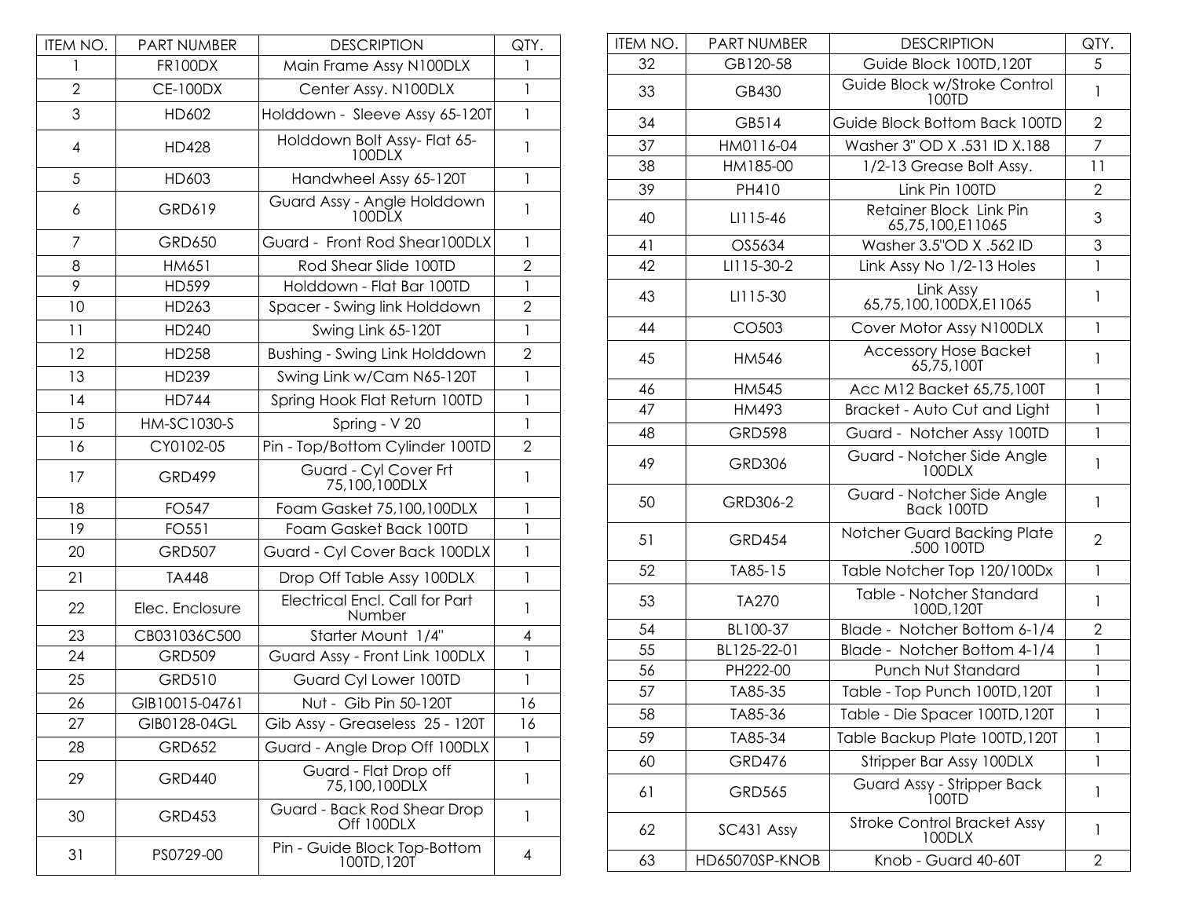| ITEM NO. | PART NUMBER | DESCRIPTION | QTY. |
|---|---|---|---|
| 1 | FR100DX | Main Frame Assy N100DLX | 1 |
| 2 | CE-100DX | Center Assy. N100DLX | 1 |
| 3 | HD602 | Holddown - Sleeve Assy 65-120T | 1 |
| 4 | HD428 | Holddown Bolt Assy- Flat 65-100DLX | 1 |
| 5 | HD603 | Handwheel Assy 65-120T | 1 |
| 6 | GRD619 | Guard Assy - Angle Holddown 100DLX | 1 |
| 7 | GRD650 | Guard - Front Rod Shear100DLX | 1 |
| 8 | HM651 | Rod Shear Slide 100TD | 2 |
| 9 | HD599 | Holddown - Flat Bar 100TD | 1 |
| 10 | HD263 | Spacer - Swing link Holddown | 2 |
| 11 | HD240 | Swing Link 65-120T | 1 |
| 12 | HD258 | Bushing - Swing Link Holddown | 2 |
| 13 | HD239 | Swing Link w/Cam N65-120T | 1 |
| 14 | HD744 | Spring Hook Flat Return 100TD | 1 |
| 15 | HM-SC1030-S | Spring - V 20 | 1 |
| 16 | CY0102-05 | Pin - Top/Bottom Cylinder 100TD | 2 |
| 17 | GRD499 | Guard - Cyl Cover Frt 75,100,100DLX | 1 |
| 18 | FO547 | Foam Gasket 75,100,100DLX | 1 |
| 19 | FO551 | Foam Gasket Back 100TD | 1 |
| 20 | GRD507 | Guard - Cyl Cover Back 100DLX | 1 |
| 21 | TA448 | Drop Off Table Assy 100DLX | 1 |
| 22 | Elec. Enclosure | Electrical Encl. Call for Part Number | 1 |
| 23 | CB031036C500 | Starter Mount 1/4" | 4 |
| 24 | GRD509 | Guard Assy - Front Link 100DLX | 1 |
| 25 | GRD510 | Guard Cyl Lower 100TD | 1 |
| 26 | GIB10015-04761 | Nut - Gib Pin 50-120T | 16 |
| 27 | GIB0128-04GL | Gib Assy - Greaseless 25 - 120T | 16 |
| 28 | GRD652 | Guard - Angle Drop Off 100DLX | 1 |
| 29 | GRD440 | Guard - Flat Drop off 75,100,100DLX | 1 |
| 30 | GRD453 | Guard - Back Rod Shear Drop Off 100DLX | 1 |
| 31 | PS0729-00 | Pin - Guide Block Top-Bottom 100TD,120T | 4 |
| 32 | GB120-58 | Guide Block 100TD,120T | 5 |
| 33 | GB430 | Guide Block w/Stroke Control 100TD | 1 |
| 34 | GB514 | Guide Block Bottom Back 100TD | 2 |
| 37 | HM0116-04 | Washer 3" OD X .531 ID X.188 | 7 |
| 38 | HM185-00 | 1/2-13 Grease Bolt Assy. | 11 |
| 39 | PH410 | Link Pin 100TD | 2 |
| 40 | LI115-46 | Retainer Block Link Pin 65,75,100,E11065 | 3 |
| 41 | OS5634 | Washer 3.5"OD X .562 ID | 3 |
| 42 | LI115-30-2 | Link Assy No 1/2-13 Holes | 1 |
| 43 | LI115-30 | Link Assy 65,75,100,100DX,E11065 | 1 |
| 44 | CO503 | Cover Motor Assy N100DLX | 1 |
| 45 | HM546 | Accessory Hose Backet 65,75,100T | 1 |
| 46 | HM545 | Acc M12 Backet 65,75,100T | 1 |
| 47 | HM493 | Bracket - Auto Cut and Light | 1 |
| 48 | GRD598 | Guard - Notcher Assy 100TD | 1 |
| 49 | GRD306 | Guard - Notcher Side Angle 100DLX | 1 |
| 50 | GRD306-2 | Guard - Notcher Side Angle Back 100TD | 1 |
| 51 | GRD454 | Notcher Guard Backing Plate .500 100TD | 2 |
| 52 | TA85-15 | Table Notcher Top 120/100Dx | 1 |
| 53 | TA270 | Table - Notcher Standard 100D,120T | 1 |
| 54 | BL100-37 | Blade - Notcher Bottom 6-1/4 | 2 |
| 55 | BL125-22-01 | Blade - Notcher Bottom 4-1/4 | 1 |
| 56 | PH222-00 | Punch Nut Standard | 1 |
| 57 | TA85-35 | Table - Top Punch 100TD,120T | 1 |
| 58 | TA85-36 | Table - Die Spacer 100TD,120T | 1 |
| 59 | TA85-34 | Table Backup Plate 100TD,120T | 1 |
| 60 | GRD476 | Stripper Bar Assy 100DLX | 1 |
| 61 | GRD565 | Guard Assy - Stripper Back 100TD | 1 |
| 62 | SC431 Assy | Stroke Control Bracket Assy 100DLX | 1 |
| 63 | HD65070SP-KNOB | Knob - Guard 40-60T | 2 |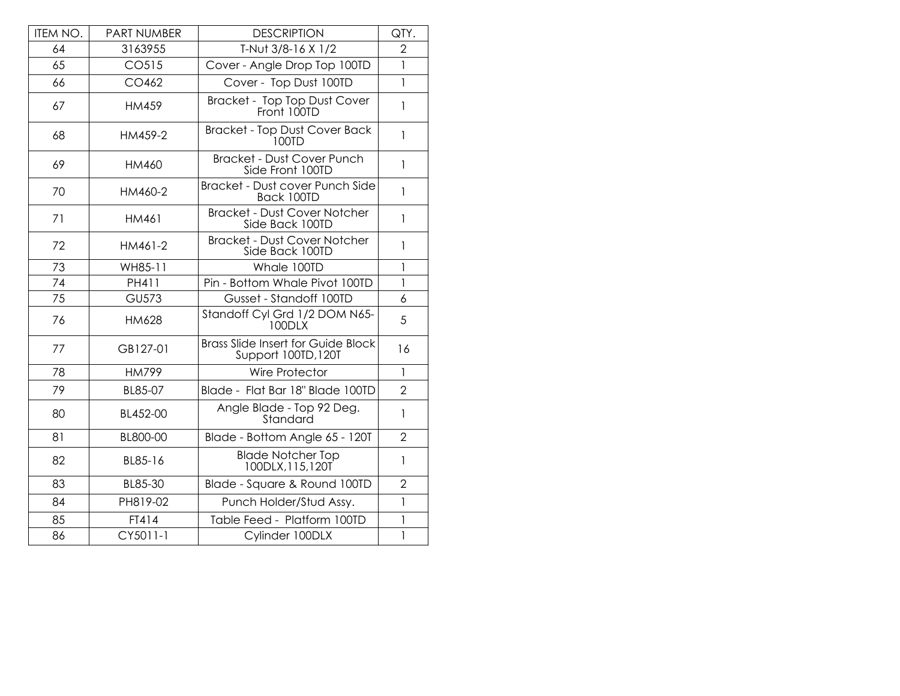| ITEM NO. | PART NUMBER | DESCRIPTION | QTY. |
|---|---|---|---|
| 64 | 3163955 | T-Nut 3/8-16 X 1/2 | 2 |
| 65 | CO515 | Cover - Angle Drop Top 100TD | 1 |
| 66 | CO462 | Cover - Top Dust 100TD | 1 |
| 67 | HM459 | Bracket - Top Top Dust Cover Front 100TD | 1 |
| 68 | HM459-2 | Bracket - Top Dust Cover Back 100TD | 1 |
| 69 | HM460 | Bracket - Dust Cover Punch Side Front 100TD | 1 |
| 70 | HM460-2 | Bracket - Dust cover Punch Side Back 100TD | 1 |
| 71 | HM461 | Bracket - Dust Cover Notcher Side Back 100TD | 1 |
| 72 | HM461-2 | Bracket - Dust Cover Notcher Side Back 100TD | 1 |
| 73 | WH85-11 | Whale 100TD | 1 |
| 74 | PH411 | Pin - Bottom Whale Pivot 100TD | 1 |
| 75 | GU573 | Gusset - Standoff 100TD | 6 |
| 76 | HM628 | Standoff Cyl Grd 1/2 DOM N65-100DLX | 5 |
| 77 | GB127-01 | Brass Slide Insert for Guide Block Support 100TD,120T | 16 |
| 78 | HM799 | Wire Protector | 1 |
| 79 | BL85-07 | Blade - Flat Bar 18" Blade 100TD | 2 |
| 80 | BL452-00 | Angle Blade - Top 92 Deg. Standard | 1 |
| 81 | BL800-00 | Blade - Bottom Angle 65 - 120T | 2 |
| 82 | BL85-16 | Blade Notcher Top 100DLX,115,120T | 1 |
| 83 | BL85-30 | Blade - Square & Round 100TD | 2 |
| 84 | PH819-02 | Punch Holder/Stud Assy. | 1 |
| 85 | FT414 | Table Feed - Platform 100TD | 1 |
| 86 | CY5011-1 | Cylinder 100DLX | 1 |